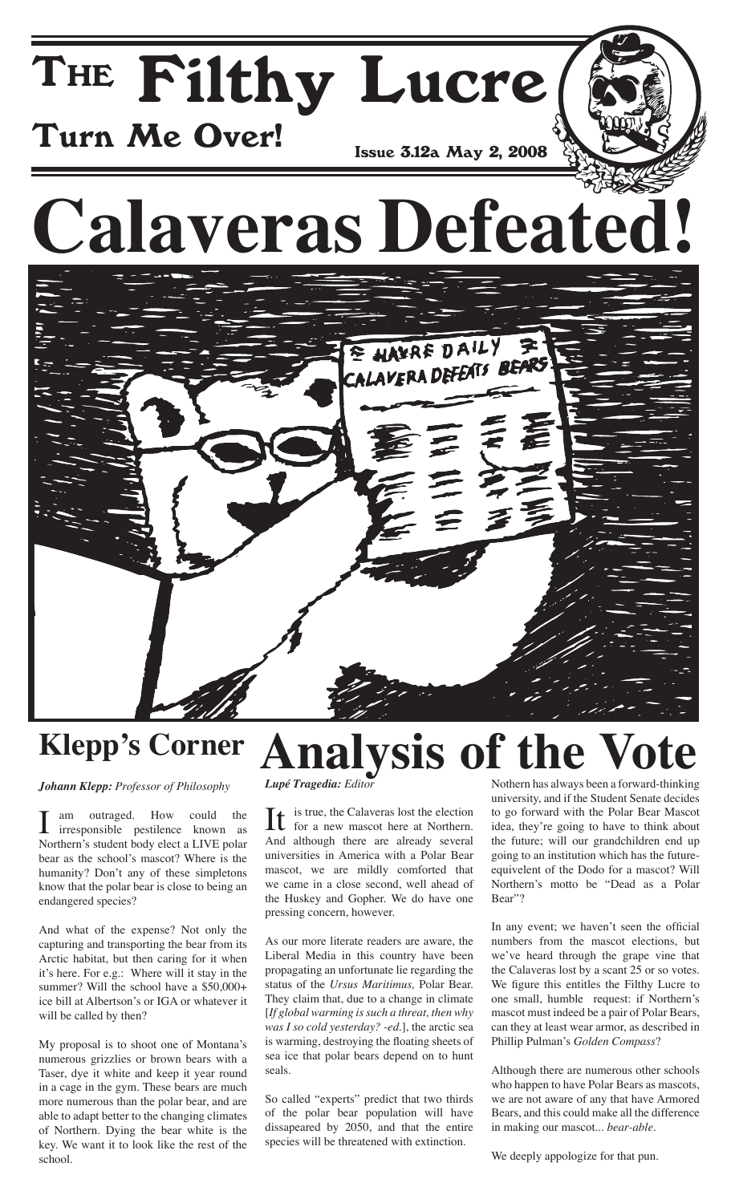# THE Filthy Lucre

**Turn Me Over!**

**Issue 3.12a May 2, 2008**

# Calaveras Defeated!

## Klepp's Corner

***Johann Klepp:*** *Professor of Philosophy*

I am outraged. How could the irresponsible pestilence known as Northern's student body elect a LIVE polar bear as the school's mascot? Where is the humanity? Don't any of these simpletons know that the polar bear is close to being an endangered species?

And what of the expense? Not only the capturing and transporting the bear from its Arctic habitat, but then caring for it when it's here. For e.g.: Where will it stay in the summer? Will the school have a $50,000+ ice bill at Albertson's or IGA or whatever it will be called by then?

My proposal is to shoot one of Montana's numerous grizzlies or brown bears with a Taser, dye it white and keep it year round in a cage in the gym. These bears are much more numerous than the polar bear, and are able to adapt better to the changing climates of Northern. Dying the bear white is the key. We want it to look like the rest of the school.

# Analysis of the Vote

***Lupé Tragedia:*** *Editor*

It is true, the Calaveras lost the election for a new mascot here at Northern. And although there are already several universities in America with a Polar Bear mascot, we are mildly comforted that we came in a close second, well ahead of the Huskey and Gopher. We do have one pressing concern, however.

As our more literate readers are aware, the Liberal Media in this country have been propagating an unfortunate lie regarding the status of the *Ursus Maritimus,* Polar Bear. They claim that, due to a change in climate [*If global warming is such a threat, then why was I so cold yesterday? -ed.*], the arctic sea is warming, destroying the floating sheets of sea ice that polar bears depend on to hunt seals.

So called "experts" predict that two thirds of the polar bear population will have dissapeared by 2050, and that the entire species will be threatened with extinction.

Nothern has always been a forward-thinking university, and if the Student Senate decides to go forward with the Polar Bear Mascot idea, they're going to have to think about the future; will our grandchildren end up going to an institution which has the future-equivelent of the Dodo for a mascot? Will Northern's motto be "Dead as a Polar Bear"?

In any event; we haven't seen the official numbers from the mascot elections, but we've heard through the grape vine that the Calaveras lost by a scant 25 or so votes. We figure this entitles the Filthy Lucre to one small, humble request: if Northern's mascot must indeed be a pair of Polar Bears, can they at least wear armor, as described in Phillip Pulman's *Golden Compass*?

Although there are numerous other schools who happen to have Polar Bears as mascots, we are not aware of any that have Armored Bears, and this could make all the difference in making our mascot... *bear-able*.

We deeply appologize for that pun.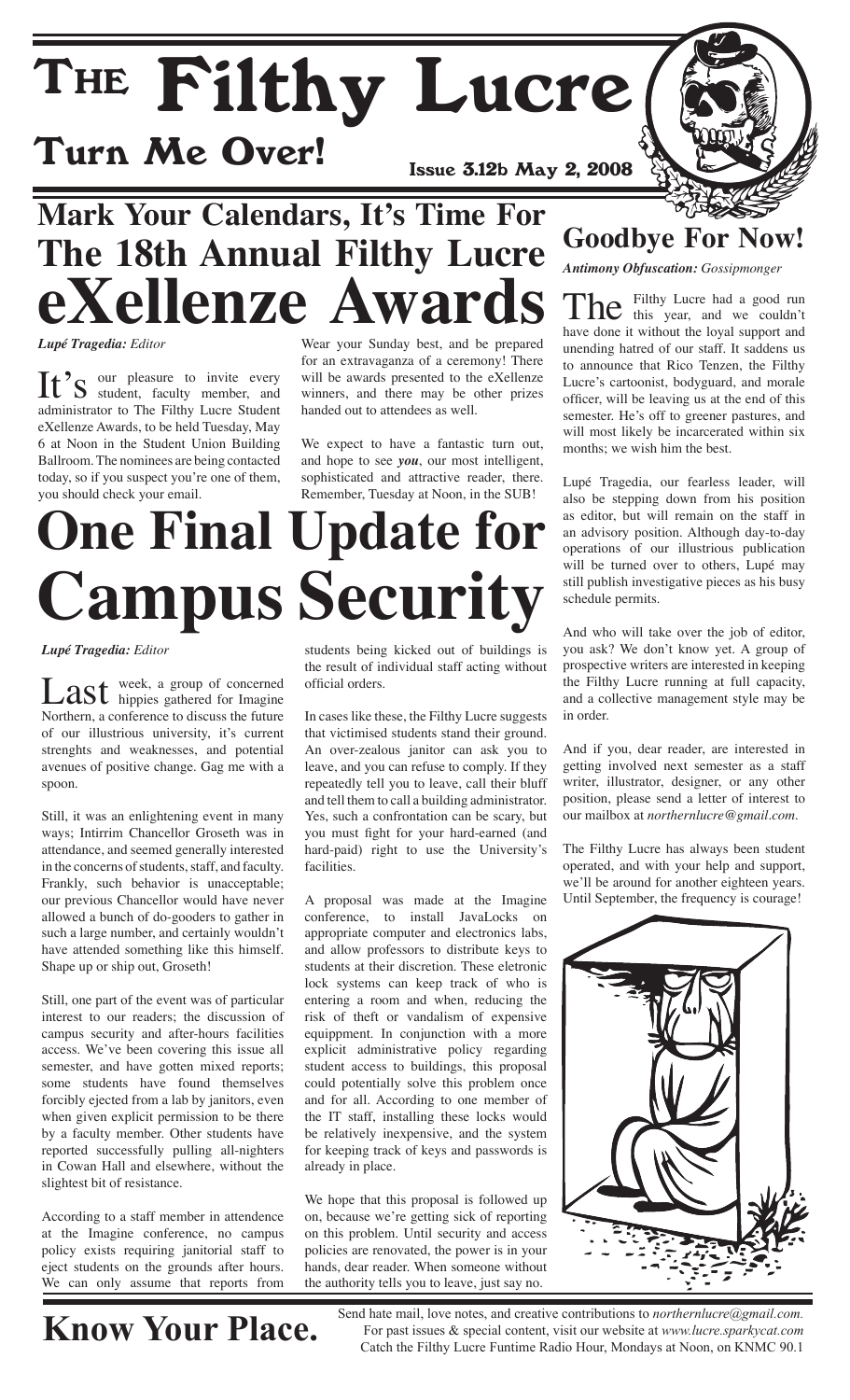# The Filthy Lucre

## Turn Me Over!

**Issue 3.12b May 2, 2008**

# Mark Your Calendars, It's Time For The 18th Annual Filthy Lucre eXellenze Awards

***Lupé Tragedia:** Editor*

It's our pleasure to invite every student, faculty member, and administrator to The Filthy Lucre Student eXellenze Awards, to be held Tuesday, May 6 at Noon in the Student Union Building Ballroom. The nominees are being contacted today, so if you suspect you're one of them, you should check your email.

Wear your Sunday best, and be prepared for an extravaganza of a ceremony! There will be awards presented to the eXellenze winners, and there may be other prizes handed out to attendees as well.

We expect to have a fantastic turn out, and hope to see ***you***, our most intelligent, sophisticated and attractive reader, there. Remember, Tuesday at Noon, in the SUB!

# One Final Update for Campus Security

***Lupé Tragedia:** Editor*

Last week, a group of concerned hippies gathered for Imagine Northern, a conference to discuss the future of our illustrious university, it's current strenghts and weaknesses, and potential avenues of positive change. Gag me with a spoon.

Still, it was an enlightening event in many ways; Intirrim Chancellor Groseth was in attendance, and seemed generally interested in the concerns of students, staff, and faculty. Frankly, such behavior is unacceptable; our previous Chancellor would have never allowed a bunch of do-gooders to gather in such a large number, and certainly wouldn't have attended something like this himself. Shape up or ship out, Groseth!

Still, one part of the event was of particular interest to our readers; the discussion of campus security and after-hours facilities access. We've been covering this issue all semester, and have gotten mixed reports; some students have found themselves forcibly ejected from a lab by janitors, even when given explicit permission to be there by a faculty member. Other students have reported successfully pulling all-nighters in Cowan Hall and elsewhere, without the slightest bit of resistance.

According to a staff member in attendence at the Imagine conference, no campus policy exists requiring janitorial staff to eject students on the grounds after hours. We can only assume that reports from students being kicked out of buildings is the result of individual staff acting without official orders.

In cases like these, the Filthy Lucre suggests that victimised students stand their ground. An over-zealous janitor can ask you to leave, and you can refuse to comply. If they repeatedly tell you to leave, call their bluff and tell them to call a building administrator. Yes, such a confrontation can be scary, but you must fight for your hard-earned (and hard-paid) right to use the University's facilities.

A proposal was made at the Imagine conference, to install JavaLocks on appropriate computer and electronics labs, and allow professors to distribute keys to students at their discretion. These eletronic lock systems can keep track of who is entering a room and when, reducing the risk of theft or vandalism of expensive equippment. In conjunction with a more explicit administrative policy regarding student access to buildings, this proposal could potentially solve this problem once and for all. According to one member of the IT staff, installing these locks would be relatively inexpensive, and the system for keeping track of keys and passwords is already in place.

We hope that this proposal is followed up on, because we're getting sick of reporting on this problem. Until security and access policies are renovated, the power is in your hands, dear reader. When someone without the authority tells you to leave, just say no.

## Goodbye For Now!

***Antimony Obfuscation:** Gossipmonger*

The Filthy Lucre had a good run this year, and we couldn't have done it without the loyal support and unending hatred of our staff. It saddens us to announce that Rico Tenzen, the Filthy Lucre's cartoonist, bodyguard, and morale officer, will be leaving us at the end of this semester. He's off to greener pastures, and will most likely be incarcerated within six months; we wish him the best.

Lupé Tragedia, our fearless leader, will also be stepping down from his position as editor, but will remain on the staff in an advisory position. Although day-to-day operations of our illustrious publication will be turned over to others, Lupé may still publish investigative pieces as his busy schedule permits.

And who will take over the job of editor, you ask? We don't know yet. A group of prospective writers are interested in keeping the Filthy Lucre running at full capacity, and a collective management style may be in order.

And if you, dear reader, are interested in getting involved next semester as a staff writer, illustrator, designer, or any other position, please send a letter of interest to our mailbox at *northernlucre@gmail.com*.

The Filthy Lucre has always been student operated, and with your help and support, we'll be around for another eighteen years. Until September, the frequency is courage!

# Know Your Place.

Send hate mail, love notes, and creative contributions to *northernlucre@gmail.com.*
For past issues & special content, visit our website at *www.lucre.sparkycat.com*
Catch the Filthy Lucre Funtime Radio Hour, Mondays at Noon, on KNMC 90.1